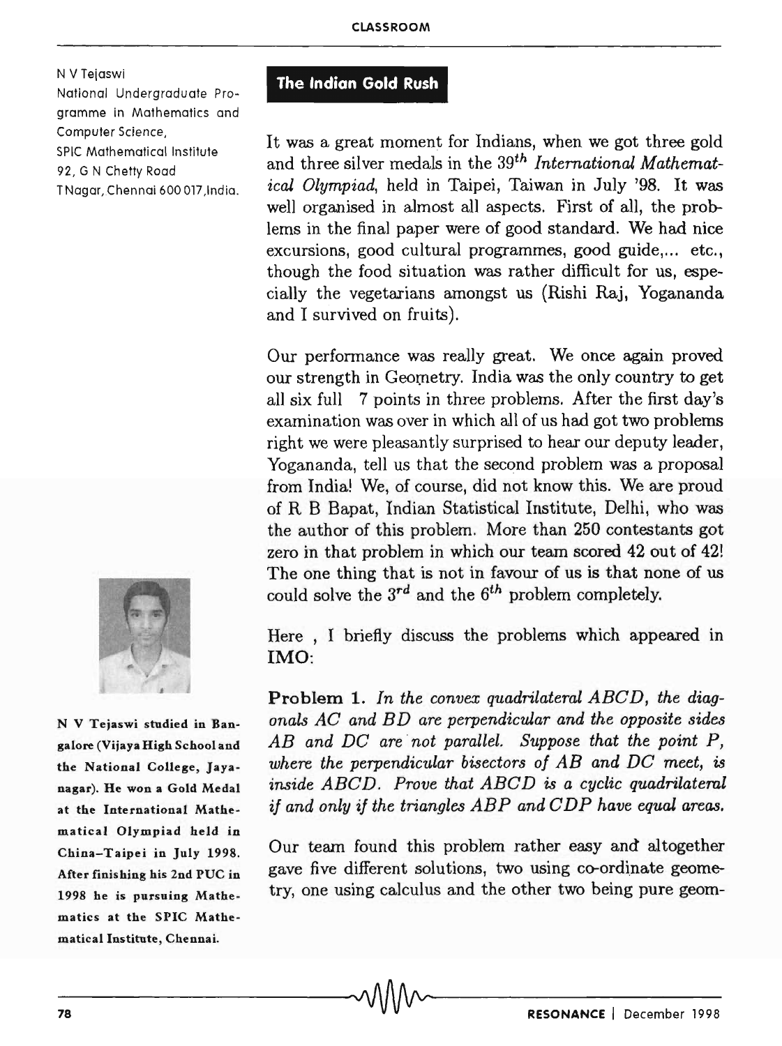N V Tejaswi
National Undergraduate Programme in Mathematics and Computer Science,
SPIC Mathematical Institute
92, G N Chetty Road
T Nagar, Chennai 600 017, India.

# The Indian Gold Rush

It was a great moment for Indians, when we got three gold and three silver medals in the $39^{th}$ *International Mathematical Olympiad*, held in Taipei, Taiwan in July '98. It was well organised in almost all aspects. First of all, the problems in the final paper were of good standard. We had nice excursions, good cultural programmes, good guide,... etc., though the food situation was rather difficult for us, especially the vegetarians amongst us (Rishi Raj, Yogananda and I survived on fruits).

Our performance was really great. We once again proved our strength in Geometry. India was the only country to get all six full 7 points in three problems. After the first day's examination was over in which all of us had got two problems right we were pleasantly surprised to hear our deputy leader, Yogananda, tell us that the second problem was a proposal from India! We, of course, did not know this. We are proud of R B Bapat, Indian Statistical Institute, Delhi, who was the author of this problem. More than 250 contestants got zero in that problem in which our team scored 42 out of 42! The one thing that is not in favour of us is that none of us could solve the $3^{rd}$ and the $6^{th}$ problem completely.

Here, I briefly discuss the problems which appeared in IMO:

**Problem 1.** *In the convex quadrilateral $ABCD$, the diagonals $AC$ and $BD$ are perpendicular and the opposite sides $AB$ and $DC$ are not parallel. Suppose that the point $P$, where the perpendicular bisectors of $AB$ and $DC$ meet, is inside $ABCD$. Prove that $ABCD$ is a cyclic quadrilateral if and only if the triangles $ABP$ and $CDP$ have equal areas.*

Our team found this problem rather easy and altogether gave five different solutions, two using co-ordinate geometry, one using calculus and the other two being pure geom-

**N V Tejaswi studied in Bangalore (Vijaya High School and the National College, Jayanagar). He won a Gold Medal at the International Mathematical Olympiad held in China–Taipei in July 1998. After finishing his 2nd PUC in 1998 he is pursuing Mathematics at the SPIC Mathematical Institute, Chennai.**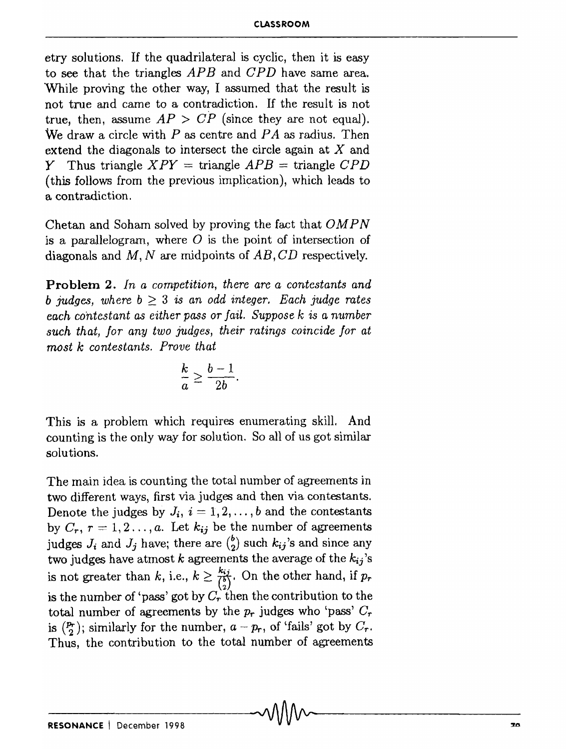etry solutions. If the quadrilateral is cyclic, then it is easy to see that the triangles $APB$ and $CPD$ have same area. While proving the other way, I assumed that the result is not true and came to a contradiction. If the result is not true, then, assume $AP > CP$ (since they are not equal). We draw a circle with $P$ as centre and $PA$ as radius. Then extend the diagonals to intersect the circle again at $X$ and $Y$ Thus triangle $XPY$ = triangle $APB$ = triangle $CPD$ (this follows from the previous implication), which leads to a contradiction.

Chetan and Soham solved by proving the fact that $OMPN$ is a parallelogram, where $O$ is the point of intersection of diagonals and $M, N$ are midpoints of $AB, CD$ respectively.

**Problem 2.** *In a competition, there are a contestants and b judges, where $b \geq 3$ is an odd integer. Each judge rates each contestant as either pass or fail. Suppose k is a number such that, for any two judges, their ratings coincide for at most k contestants. Prove that*

$$\frac{k}{a} \geq \frac{b-1}{2b}.$$

This is a problem which requires enumerating skill. And counting is the only way for solution. So all of us got similar solutions.

The main idea is counting the total number of agreements in two different ways, first via judges and then via contestants. Denote the judges by $J_i$, $i = 1, 2, \ldots, b$ and the contestants by $C_r$, $r = 1, 2 \ldots, a$. Let $k_{ij}$ be the number of agreements judges $J_i$ and $J_j$ have; there are $\binom{b}{2}$ such $k_{ij}$'s and since any two judges have atmost $k$ agreements the average of the $k_{ij}$'s is not greater than $k$, i.e., $k \geq \frac{k_{ij}}{\binom{b}{2}}$. On the other hand, if $p_r$ is the number of 'pass' got by $C_r$ then the contribution to the total number of agreements by the $p_r$ judges who 'pass' $C_r$ is $\binom{p_r}{2}$; similarly for the number, $a - p_r$, of 'fails' got by $C_r$. Thus, the contribution to the total number of agreements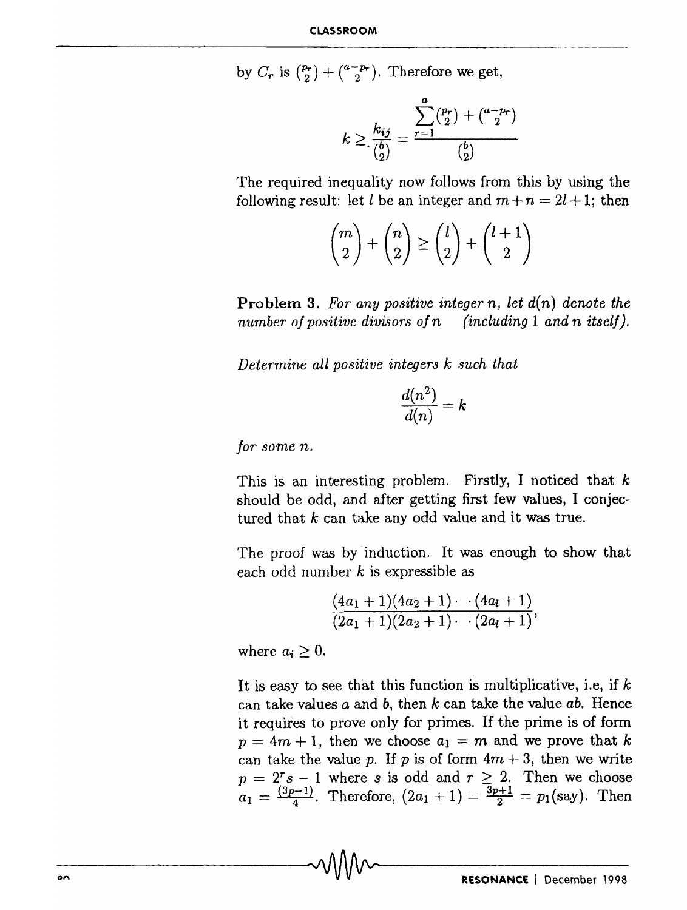by $C_r$ is $\binom{p_r}{2} + \binom{a-p_r}{2}$. Therefore we get,

$$k \geq \frac{k_{ij}}{\binom{b}{2}} = \frac{\sum_{r=1}^{a} \binom{p_r}{2} + \binom{a-p_r}{2}}{\binom{b}{2}}$$

The required inequality now follows from this by using the following result: let $l$ be an integer and $m+n = 2l+1$; then

$$\binom{m}{2} + \binom{n}{2} \geq \binom{l}{2} + \binom{l+1}{2}$$

**Problem 3.** *For any positive integer $n$, let $d(n)$ denote the number of positive divisors of $n$ (including 1 and $n$ itself).*

*Determine all positive integers $k$ such that*

$$\frac{d(n^2)}{d(n)} = k$$

*for some $n$.*

This is an interesting problem. Firstly, I noticed that $k$ should be odd, and after getting first few values, I conjectured that $k$ can take any odd value and it was true.

The proof was by induction. It was enough to show that each odd number $k$ is expressible as

$$\frac{(4a_1+1)(4a_2+1)\cdot\cdot(4a_l+1)}{(2a_1+1)(2a_2+1)\cdot\cdot(2a_l+1)},$$

where $a_i \geq 0$.

It is easy to see that this function is multiplicative, i.e, if $k$ can take values $a$ and $b$, then $k$ can take the value $ab$. Hence it requires to prove only for primes. If the prime is of form $p = 4m+1$, then we choose $a_1 = m$ and we prove that $k$ can take the value $p$. If $p$ is of form $4m+3$, then we write $p = 2^r s - 1$ where $s$ is odd and $r \geq 2$. Then we choose $a_1 = \frac{(3p-1)}{4}$. Therefore, $(2a_1+1) = \frac{3p+1}{2} = p_1$(say). Then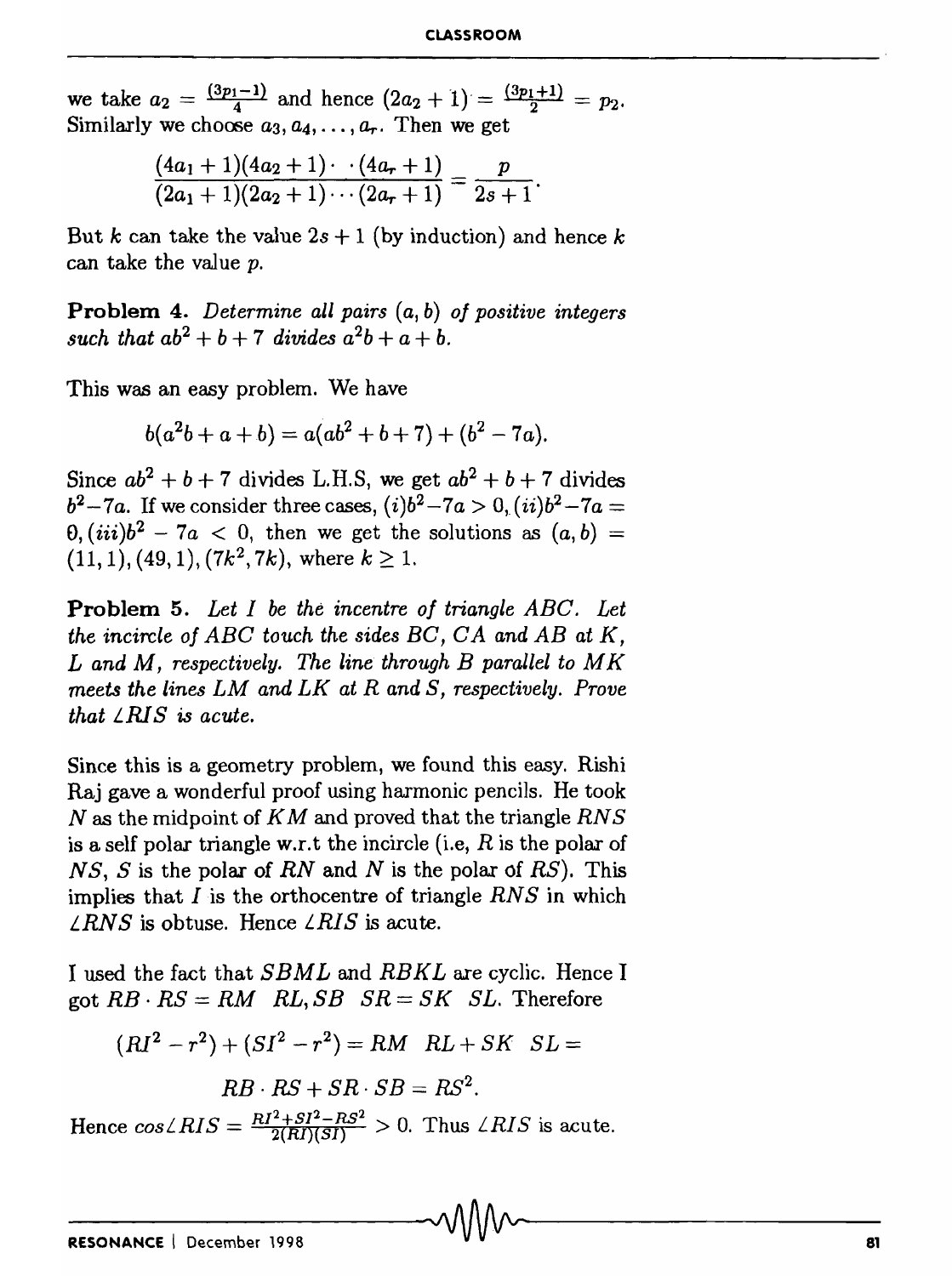we take $a_2 = \frac{(3p_1-1)}{4}$ and hence $(2a_2+1) = \frac{(3p_1+1)}{2} = p_2$. Similarly we choose $a_3, a_4, \ldots, a_r$. Then we get

$$\frac{(4a_1+1)(4a_2+1)\cdots(4a_r+1)}{(2a_1+1)(2a_2+1)\cdots(2a_r+1)} = \frac{p}{2s+1}.$$

But $k$ can take the value $2s+1$ (by induction) and hence $k$ can take the value $p$.

**Problem 4.** *Determine all pairs $(a, b)$ of positive integers such that $ab^2 + b + 7$ divides $a^2b + a + b$.*

This was an easy problem. We have

$$b(a^2b + a + b) = a(ab^2 + b + 7) + (b^2 - 7a).$$

Since $ab^2 + b + 7$ divides L.H.S, we get $ab^2 + b + 7$ divides $b^2 - 7a$. If we consider three cases, $(i) b^2 - 7a > 0$, $(ii) b^2 - 7a = 0$, $(iii) b^2 - 7a < 0$, then we get the solutions as $(a, b) = (11, 1), (49, 1), (7k^2, 7k)$, where $k \geq 1$.

**Problem 5.** *Let $I$ be the incentre of triangle $ABC$. Let the incircle of $ABC$ touch the sides $BC$, $CA$ and $AB$ at $K$, $L$ and $M$, respectively. The line through $B$ parallel to $MK$ meets the lines $LM$ and $LK$ at $R$ and $S$, respectively. Prove that $\angle RIS$ is acute.*

Since this is a geometry problem, we found this easy. Rishi Raj gave a wonderful proof using harmonic pencils. He took $N$ as the midpoint of $KM$ and proved that the triangle $RNS$ is a self polar triangle w.r.t the incircle (i.e, $R$ is the polar of $NS$, $S$ is the polar of $RN$ and $N$ is the polar of $RS$). This implies that $I$ is the orthocentre of triangle $RNS$ in which $\angle RNS$ is obtuse. Hence $\angle RIS$ is acute.

I used the fact that $SBML$ and $RBKL$ are cyclic. Hence I got $RB \cdot RS = RM \cdot RL, SB \cdot SR = SK \cdot SL$. Therefore

$$(RI^2 - r^2) + (SI^2 - r^2) = RM \cdot RL + SK \cdot SL =$$

$$RB \cdot RS + SR \cdot SB = RS^2.$$

Hence $\cos\angle RIS = \frac{RI^2 + SI^2 - RS^2}{2(RI)(SI)} > 0$. Thus $\angle RIS$ is acute.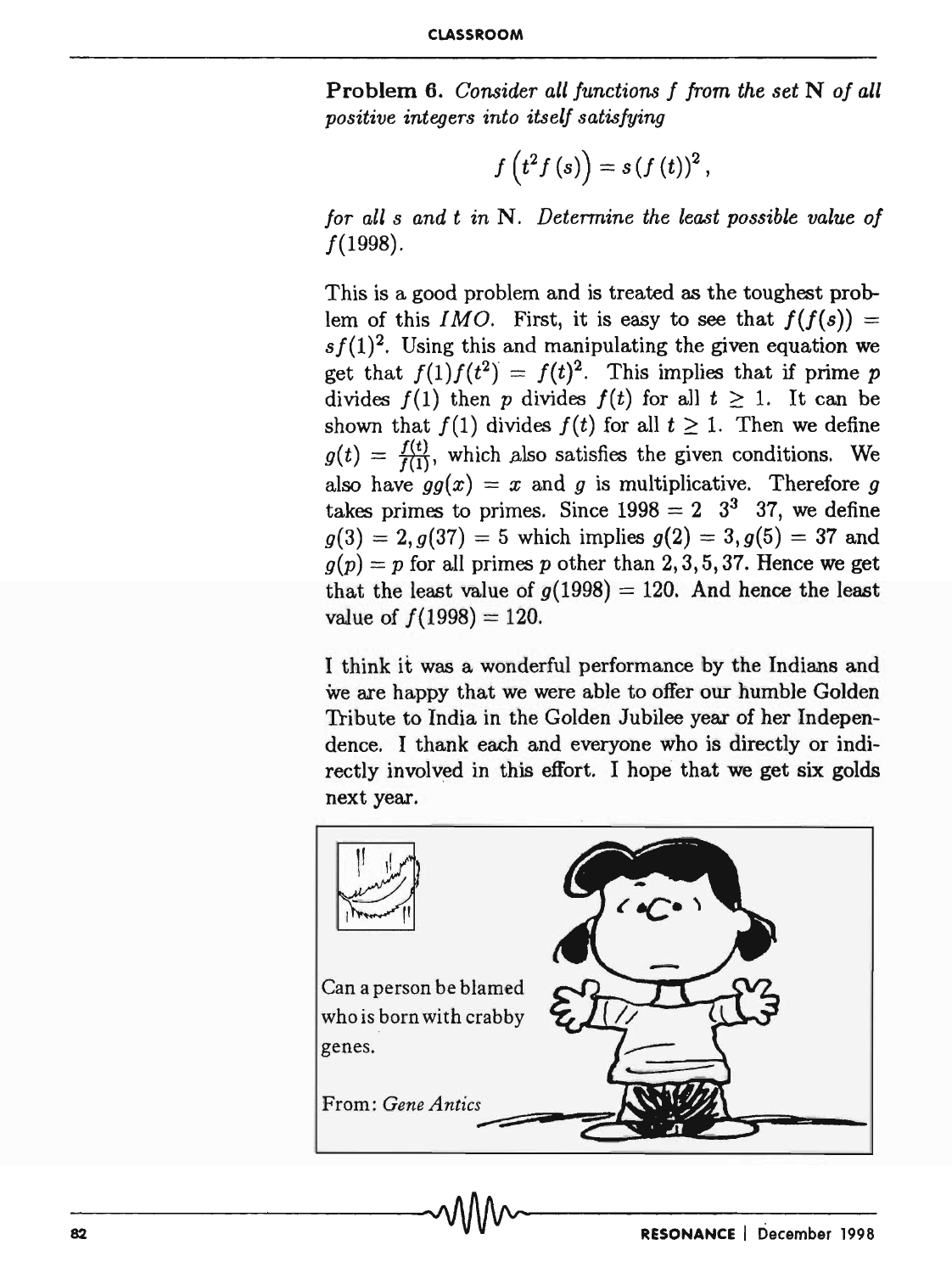**Problem 6.** *Consider all functions $f$ from the set $\mathbf{N}$ of all positive integers into itself satisfying*

$$f\left(t^2 f(s)\right) = s(f(t))^2,$$

*for all $s$ and $t$ in $\mathbf{N}$. Determine the least possible value of $f(1998)$.*

This is a good problem and is treated as the toughest problem of this *IMO*. First, it is easy to see that $f(f(s)) = sf(1)^2$. Using this and manipulating the given equation we get that $f(1)f(t^2) = f(t)^2$. This implies that if prime $p$ divides $f(1)$ then $p$ divides $f(t)$ for all $t \geq 1$. It can be shown that $f(1)$ divides $f(t)$ for all $t \geq 1$. Then we define $g(t) = \frac{f(t)}{f(1)}$, which also satisfies the given conditions. We also have $gg(x) = x$ and $g$ is multiplicative. Therefore $g$ takes primes to primes. Since $1998 = 2 \;\; 3^3 \;\; 37$, we define $g(3) = 2, g(37) = 5$ which implies $g(2) = 3, g(5) = 37$ and $g(p) = p$ for all primes $p$ other than $2, 3, 5, 37$. Hence we get that the least value of $g(1998) = 120$. And hence the least value of $f(1998) = 120$.

I think it was a wonderful performance by the Indians and we are happy that we were able to offer our humble Golden Tribute to India in the Golden Jubilee year of her Independence. I thank each and everyone who is directly or indirectly involved in this effort. I hope that we get six golds next year.

Can a person be blamed who is born with crabby genes.

From: *Gene Antics*